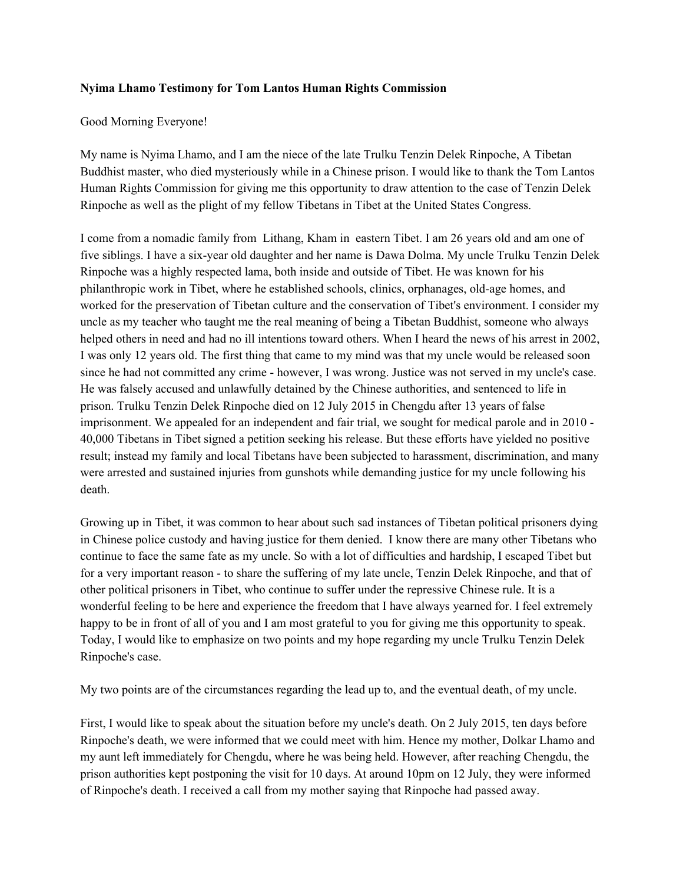**Nyima Lhamo Testimony for Tom Lantos Human Rights Commission**

Good Morning Everyone!

My name is Nyima Lhamo, and I am the niece of the late Trulku Tenzin Delek Rinpoche, A Tibetan Buddhist master, who died mysteriously while in a Chinese prison. I would like to thank the Tom Lantos Human Rights Commission for giving me this opportunity to draw attention to the case of Tenzin Delek Rinpoche as well as the plight of my fellow Tibetans in Tibet at the United States Congress.

I come from a nomadic family from Lithang, Kham in eastern Tibet. I am 26 years old and am one of five siblings. I have a six-year old daughter and her name is Dawa Dolma. My uncle Trulku Tenzin Delek Rinpoche was a highly respected lama, both inside and outside of Tibet. He was known for his philanthropic work in Tibet, where he established schools, clinics, orphanages, old-age homes, and worked for the preservation of Tibetan culture and the conservation of Tibet's environment. I consider my uncle as my teacher who taught me the real meaning of being a Tibetan Buddhist, someone who always helped others in need and had no ill intentions toward others. When I heard the news of his arrest in 2002, I was only 12 years old. The first thing that came to my mind was that my uncle would be released soon since he had not committed any crime - however, I was wrong. Justice was not served in my uncle's case. He was falsely accused and unlawfully detained by the Chinese authorities, and sentenced to life in prison. Trulku Tenzin Delek Rinpoche died on 12 July 2015 in Chengdu after 13 years of false imprisonment. We appealed for an independent and fair trial, we sought for medical parole and in 2010 - 40,000 Tibetans in Tibet signed a petition seeking his release. But these efforts have yielded no positive result; instead my family and local Tibetans have been subjected to harassment, discrimination, and many were arrested and sustained injuries from gunshots while demanding justice for my uncle following his death.

Growing up in Tibet, it was common to hear about such sad instances of Tibetan political prisoners dying in Chinese police custody and having justice for them denied. I know there are many other Tibetans who continue to face the same fate as my uncle. So with a lot of difficulties and hardship, I escaped Tibet but for a very important reason - to share the suffering of my late uncle, Tenzin Delek Rinpoche, and that of other political prisoners in Tibet, who continue to suffer under the repressive Chinese rule. It is a wonderful feeling to be here and experience the freedom that I have always yearned for. I feel extremely happy to be in front of all of you and I am most grateful to you for giving me this opportunity to speak. Today, I would like to emphasize on two points and my hope regarding my uncle Trulku Tenzin Delek Rinpoche's case.

My two points are of the circumstances regarding the lead up to, and the eventual death, of my uncle.

First, I would like to speak about the situation before my uncle's death. On 2 July 2015, ten days before Rinpoche's death, we were informed that we could meet with him. Hence my mother, Dolkar Lhamo and my aunt left immediately for Chengdu, where he was being held. However, after reaching Chengdu, the prison authorities kept postponing the visit for 10 days. At around 10pm on 12 July, they were informed of Rinpoche's death. I received a call from my mother saying that Rinpoche had passed away.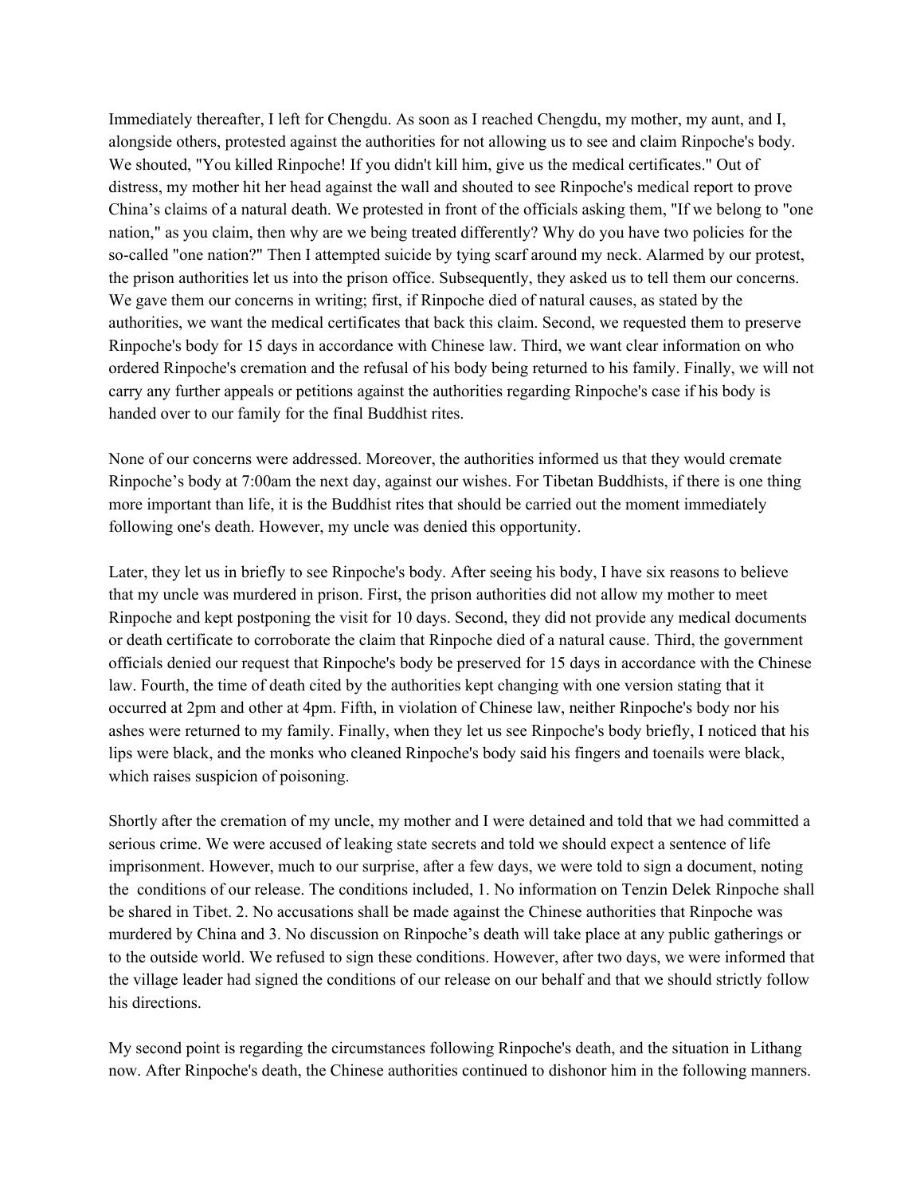Immediately thereafter, I left for Chengdu. As soon as I reached Chengdu, my mother, my aunt, and I, alongside others, protested against the authorities for not allowing us to see and claim Rinpoche's body. We shouted, "You killed Rinpoche! If you didn't kill him, give us the medical certificates." Out of distress, my mother hit her head against the wall and shouted to see Rinpoche's medical report to prove China's claims of a natural death. We protested in front of the officials asking them, "If we belong to "one nation," as you claim, then why are we being treated differently? Why do you have two policies for the so-called "one nation?" Then I attempted suicide by tying scarf around my neck. Alarmed by our protest, the prison authorities let us into the prison office. Subsequently, they asked us to tell them our concerns. We gave them our concerns in writing; first, if Rinpoche died of natural causes, as stated by the authorities, we want the medical certificates that back this claim. Second, we requested them to preserve Rinpoche's body for 15 days in accordance with Chinese law. Third, we want clear information on who ordered Rinpoche's cremation and the refusal of his body being returned to his family. Finally, we will not carry any further appeals or petitions against the authorities regarding Rinpoche's case if his body is handed over to our family for the final Buddhist rites.

None of our concerns were addressed. Moreover, the authorities informed us that they would cremate Rinpoche's body at 7:00am the next day, against our wishes. For Tibetan Buddhists, if there is one thing more important than life, it is the Buddhist rites that should be carried out the moment immediately following one's death. However, my uncle was denied this opportunity.

Later, they let us in briefly to see Rinpoche's body. After seeing his body, I have six reasons to believe that my uncle was murdered in prison. First, the prison authorities did not allow my mother to meet Rinpoche and kept postponing the visit for 10 days. Second, they did not provide any medical documents or death certificate to corroborate the claim that Rinpoche died of a natural cause. Third, the government officials denied our request that Rinpoche's body be preserved for 15 days in accordance with the Chinese law. Fourth, the time of death cited by the authorities kept changing with one version stating that it occurred at 2pm and other at 4pm. Fifth, in violation of Chinese law, neither Rinpoche's body nor his ashes were returned to my family. Finally, when they let us see Rinpoche's body briefly, I noticed that his lips were black, and the monks who cleaned Rinpoche's body said his fingers and toenails were black, which raises suspicion of poisoning.

Shortly after the cremation of my uncle, my mother and I were detained and told that we had committed a serious crime. We were accused of leaking state secrets and told we should expect a sentence of life imprisonment. However, much to our surprise, after a few days, we were told to sign a document, noting the conditions of our release. The conditions included, 1. No information on Tenzin Delek Rinpoche shall be shared in Tibet. 2. No accusations shall be made against the Chinese authorities that Rinpoche was murdered by China and 3. No discussion on Rinpoche's death will take place at any public gatherings or to the outside world. We refused to sign these conditions. However, after two days, we were informed that the village leader had signed the conditions of our release on our behalf and that we should strictly follow his directions.

My second point is regarding the circumstances following Rinpoche's death, and the situation in Lithang now. After Rinpoche's death, the Chinese authorities continued to dishonor him in the following manners.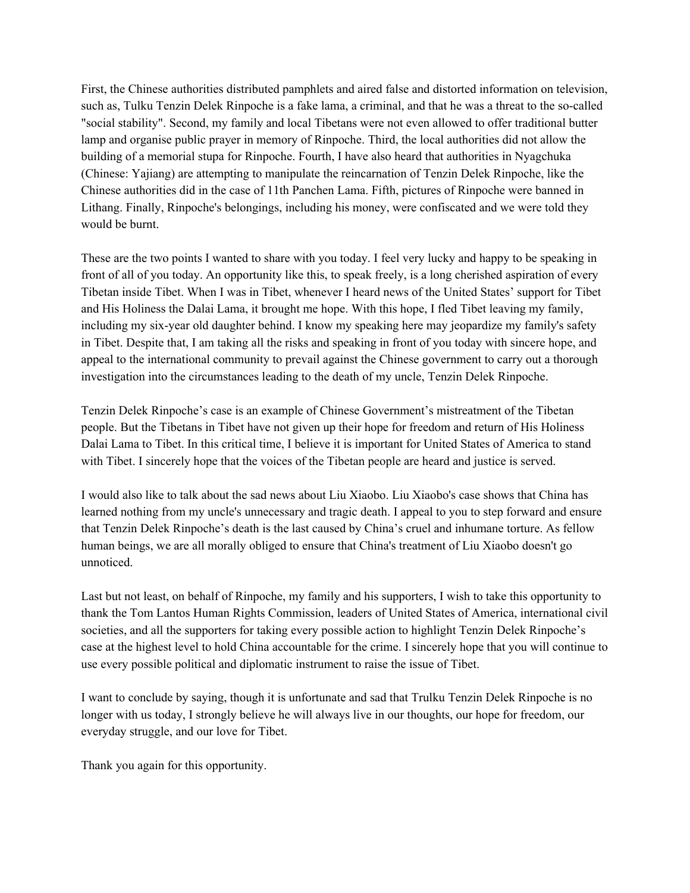First, the Chinese authorities distributed pamphlets and aired false and distorted information on television, such as, Tulku Tenzin Delek Rinpoche is a fake lama, a criminal, and that he was a threat to the so-called "social stability". Second, my family and local Tibetans were not even allowed to offer traditional butter lamp and organise public prayer in memory of Rinpoche. Third, the local authorities did not allow the building of a memorial stupa for Rinpoche. Fourth, I have also heard that authorities in Nyagchuka (Chinese: Yajiang) are attempting to manipulate the reincarnation of Tenzin Delek Rinpoche, like the Chinese authorities did in the case of 11th Panchen Lama. Fifth, pictures of Rinpoche were banned in Lithang. Finally, Rinpoche's belongings, including his money, were confiscated and we were told they would be burnt.

These are the two points I wanted to share with you today. I feel very lucky and happy to be speaking in front of all of you today. An opportunity like this, to speak freely, is a long cherished aspiration of every Tibetan inside Tibet. When I was in Tibet, whenever I heard news of the United States' support for Tibet and His Holiness the Dalai Lama, it brought me hope. With this hope, I fled Tibet leaving my family, including my six-year old daughter behind. I know my speaking here may jeopardize my family's safety in Tibet. Despite that, I am taking all the risks and speaking in front of you today with sincere hope, and appeal to the international community to prevail against the Chinese government to carry out a thorough investigation into the circumstances leading to the death of my uncle, Tenzin Delek Rinpoche.

Tenzin Delek Rinpoche's case is an example of Chinese Government's mistreatment of the Tibetan people. But the Tibetans in Tibet have not given up their hope for freedom and return of His Holiness Dalai Lama to Tibet. In this critical time, I believe it is important for United States of America to stand with Tibet. I sincerely hope that the voices of the Tibetan people are heard and justice is served.

I would also like to talk about the sad news about Liu Xiaobo. Liu Xiaobo's case shows that China has learned nothing from my uncle's unnecessary and tragic death. I appeal to you to step forward and ensure that Tenzin Delek Rinpoche's death is the last caused by China's cruel and inhumane torture. As fellow human beings, we are all morally obliged to ensure that China's treatment of Liu Xiaobo doesn't go unnoticed.

Last but not least, on behalf of Rinpoche, my family and his supporters, I wish to take this opportunity to thank the Tom Lantos Human Rights Commission, leaders of United States of America, international civil societies, and all the supporters for taking every possible action to highlight Tenzin Delek Rinpoche's case at the highest level to hold China accountable for the crime. I sincerely hope that you will continue to use every possible political and diplomatic instrument to raise the issue of Tibet.

I want to conclude by saying, though it is unfortunate and sad that Trulku Tenzin Delek Rinpoche is no longer with us today, I strongly believe he will always live in our thoughts, our hope for freedom, our everyday struggle, and our love for Tibet.

Thank you again for this opportunity.